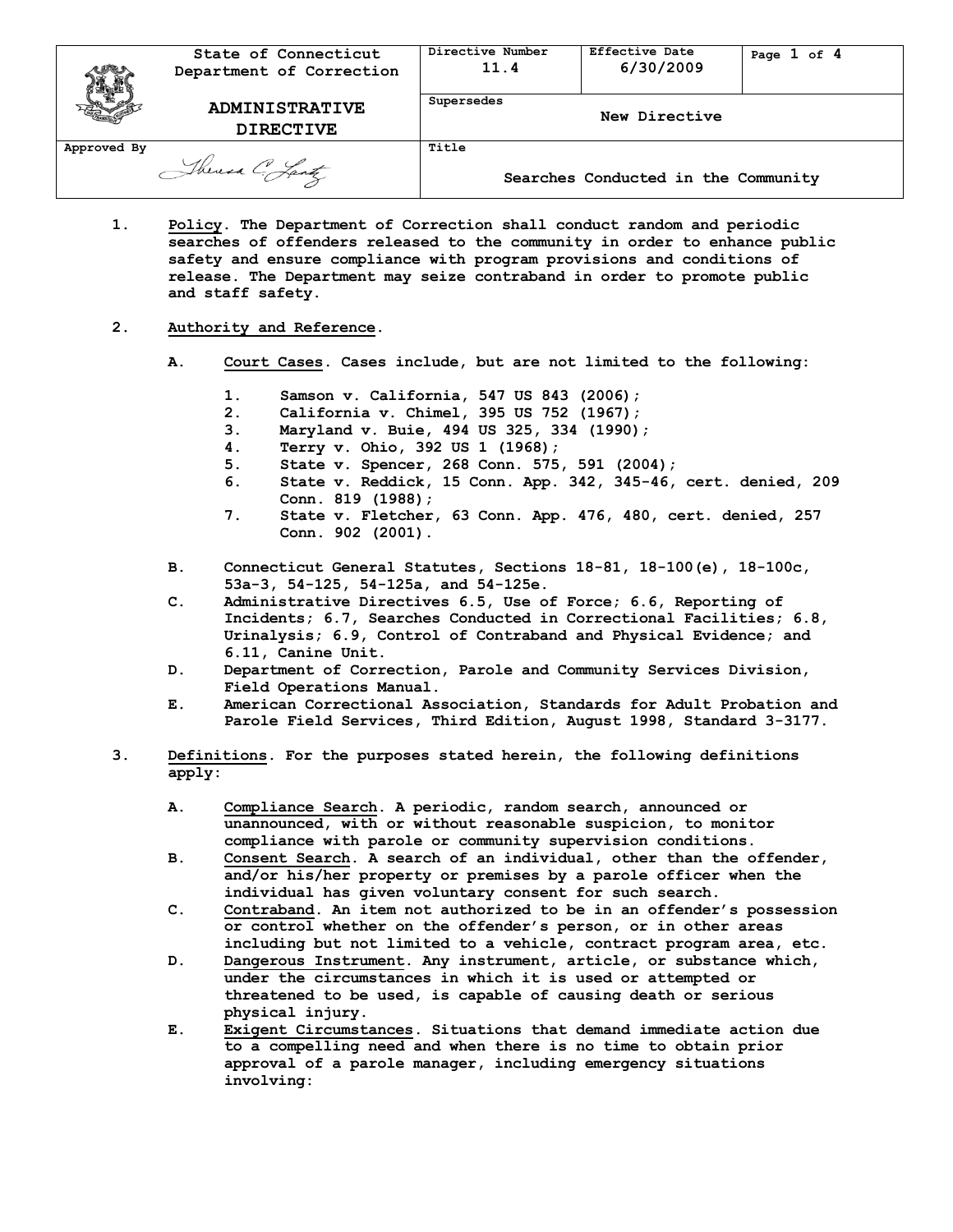| State of Connecticut Department of Correction | Directive Number 11.4 | Effective Date 6/30/2009 | Page 1 of 4 |
| --- | --- | --- | --- |
| **ADMINISTRATIVE DIRECTIVE** | Supersedes | New Directive | |
| Approved By Theresa C. Lantz | Title | Searches Conducted in the Community | |

1. **Policy**. The Department of Correction shall conduct random and periodic searches of offenders released to the community in order to enhance public safety and ensure compliance with program provisions and conditions of release. The Department may seize contraband in order to promote public and staff safety.

2. **Authority and Reference**.

   A. Court Cases. Cases include, but are not limited to the following:

      1. Samson v. California, 547 US 843 (2006);
      2. California v. Chimel, 395 US 752 (1967);
      3. Maryland v. Buie, 494 US 325, 334 (1990);
      4. Terry v. Ohio, 392 US 1 (1968);
      5. State v. Spencer, 268 Conn. 575, 591 (2004);
      6. State v. Reddick, 15 Conn. App. 342, 345-46, cert. denied, 209 Conn. 819 (1988);
      7. State v. Fletcher, 63 Conn. App. 476, 480, cert. denied, 257 Conn. 902 (2001).

   B. Connecticut General Statutes, Sections 18-81, 18-100(e), 18-100c, 53a-3, 54-125, 54-125a, and 54-125e.

   C. Administrative Directives 6.5, Use of Force; 6.6, Reporting of Incidents; 6.7, Searches Conducted in Correctional Facilities; 6.8, Urinalysis; 6.9, Control of Contraband and Physical Evidence; and 6.11, Canine Unit.

   D. Department of Correction, Parole and Community Services Division, Field Operations Manual.

   E. American Correctional Association, Standards for Adult Probation and Parole Field Services, Third Edition, August 1998, Standard 3-3177.

3. **Definitions**. For the purposes stated herein, the following definitions apply:

   A. Compliance Search. A periodic, random search, announced or unannounced, with or without reasonable suspicion, to monitor compliance with parole or community supervision conditions.

   B. Consent Search. A search of an individual, other than the offender, and/or his/her property or premises by a parole officer when the individual has given voluntary consent for such search.

   C. Contraband. An item not authorized to be in an offender's possession or control whether on the offender's person, or in other areas including but not limited to a vehicle, contract program area, etc.

   D. Dangerous Instrument. Any instrument, article, or substance which, under the circumstances in which it is used or attempted or threatened to be used, is capable of causing death or serious physical injury.

   E. Exigent Circumstances. Situations that demand immediate action due to a compelling need and when there is no time to obtain prior approval of a parole manager, including emergency situations involving: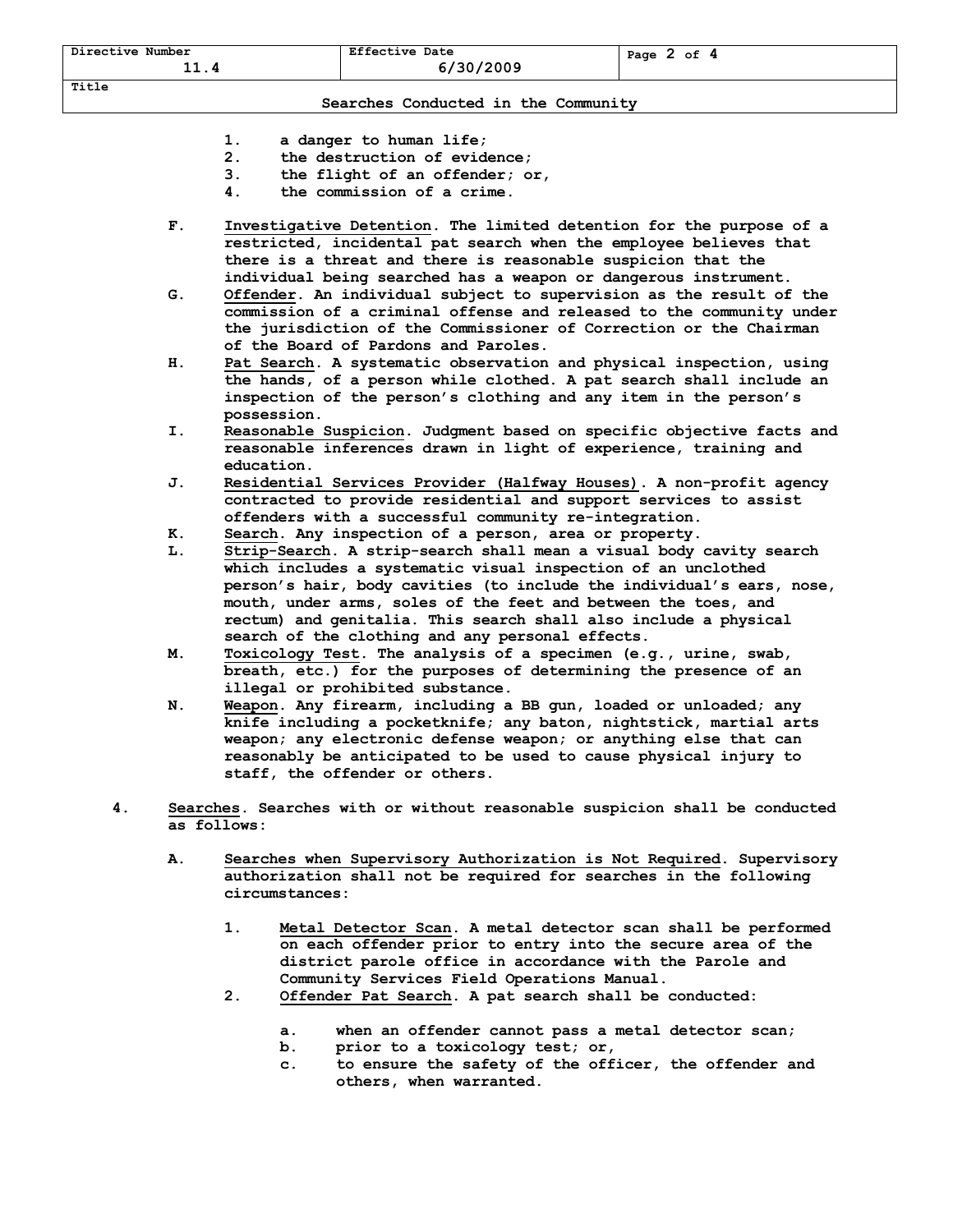1. a danger to human life;
2. the destruction of evidence;
3. the flight of an offender; or,
4. the commission of a crime.

F. Investigative Detention. The limited detention for the purpose of a restricted, incidental pat search when the employee believes that there is a threat and there is reasonable suspicion that the individual being searched has a weapon or dangerous instrument.

G. Offender. An individual subject to supervision as the result of the commission of a criminal offense and released to the community under the jurisdiction of the Commissioner of Correction or the Chairman of the Board of Pardons and Paroles.

H. Pat Search. A systematic observation and physical inspection, using the hands, of a person while clothed. A pat search shall include an inspection of the person's clothing and any item in the person's possession.

I. Reasonable Suspicion. Judgment based on specific objective facts and reasonable inferences drawn in light of experience, training and education.

J. Residential Services Provider (Halfway Houses). A non-profit agency contracted to provide residential and support services to assist offenders with a successful community re-integration.

K. Search. Any inspection of a person, area or property.

L. Strip-Search. A strip-search shall mean a visual body cavity search which includes a systematic visual inspection of an unclothed person's hair, body cavities (to include the individual's ears, nose, mouth, under arms, soles of the feet and between the toes, and rectum) and genitalia. This search shall also include a physical search of the clothing and any personal effects.

M. Toxicology Test. The analysis of a specimen (e.g., urine, swab, breath, etc.) for the purposes of determining the presence of an illegal or prohibited substance.

N. Weapon. Any firearm, including a BB gun, loaded or unloaded; any knife including a pocketknife; any baton, nightstick, martial arts weapon; any electronic defense weapon; or anything else that can reasonably be anticipated to be used to cause physical injury to staff, the offender or others.

4. Searches. Searches with or without reasonable suspicion shall be conducted as follows:

A. Searches when Supervisory Authorization is Not Required. Supervisory authorization shall not be required for searches in the following circumstances:

1. Metal Detector Scan. A metal detector scan shall be performed on each offender prior to entry into the secure area of the district parole office in accordance with the Parole and Community Services Field Operations Manual.
2. Offender Pat Search. A pat search shall be conducted:

   a. when an offender cannot pass a metal detector scan;
   b. prior to a toxicology test; or,
   c. to ensure the safety of the officer, the offender and others, when warranted.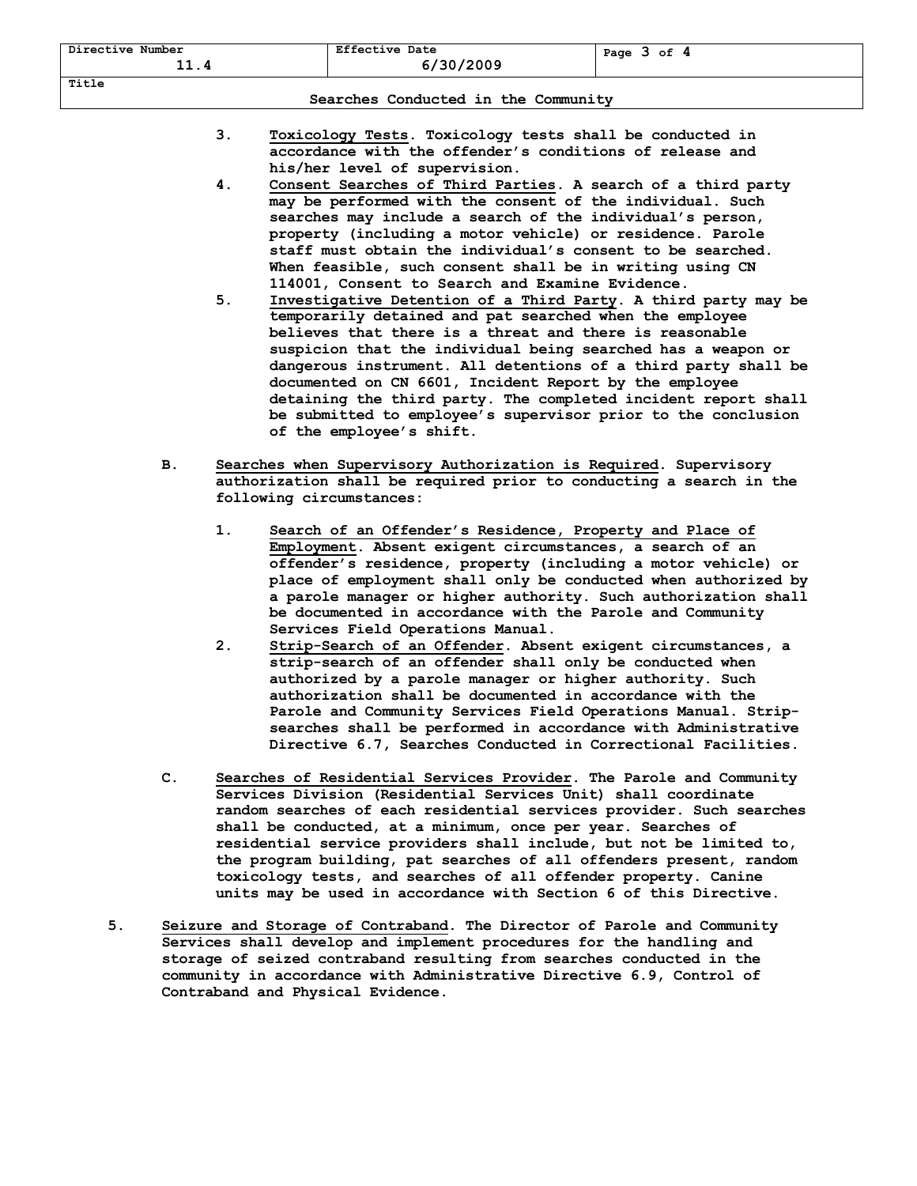3. **Toxicology Tests**. Toxicology tests shall be conducted in accordance with the offender's conditions of release and his/her level of supervision.
4. **Consent Searches of Third Parties**. A search of a third party may be performed with the consent of the individual. Such searches may include a search of the individual's person, property (including a motor vehicle) or residence. Parole staff must obtain the individual's consent to be searched. When feasible, such consent shall be in writing using CN 114001, Consent to Search and Examine Evidence.
5. **Investigative Detention of a Third Party**. A third party may be temporarily detained and pat searched when the employee believes that there is a threat and there is reasonable suspicion that the individual being searched has a weapon or dangerous instrument. All detentions of a third party shall be documented on CN 6601, Incident Report by the employee detaining the third party. The completed incident report shall be submitted to employee's supervisor prior to the conclusion of the employee's shift.

B. **Searches when Supervisory Authorization is Required**. Supervisory authorization shall be required prior to conducting a search in the following circumstances:

1. **Search of an Offender's Residence, Property and Place of Employment**. Absent exigent circumstances, a search of an offender's residence, property (including a motor vehicle) or place of employment shall only be conducted when authorized by a parole manager or higher authority. Such authorization shall be documented in accordance with the Parole and Community Services Field Operations Manual.
2. **Strip-Search of an Offender**. Absent exigent circumstances, a strip-search of an offender shall only be conducted when authorized by a parole manager or higher authority. Such authorization shall be documented in accordance with the Parole and Community Services Field Operations Manual. Strip-searches shall be performed in accordance with Administrative Directive 6.7, Searches Conducted in Correctional Facilities.

C. **Searches of Residential Services Provider**. The Parole and Community Services Division (Residential Services Unit) shall coordinate random searches of each residential services provider. Such searches shall be conducted, at a minimum, once per year. Searches of residential service providers shall include, but not be limited to, the program building, pat searches of all offenders present, random toxicology tests, and searches of all offender property. Canine units may be used in accordance with Section 6 of this Directive.

5. **Seizure and Storage of Contraband**. The Director of Parole and Community Services shall develop and implement procedures for the handling and storage of seized contraband resulting from searches conducted in the community in accordance with Administrative Directive 6.9, Control of Contraband and Physical Evidence.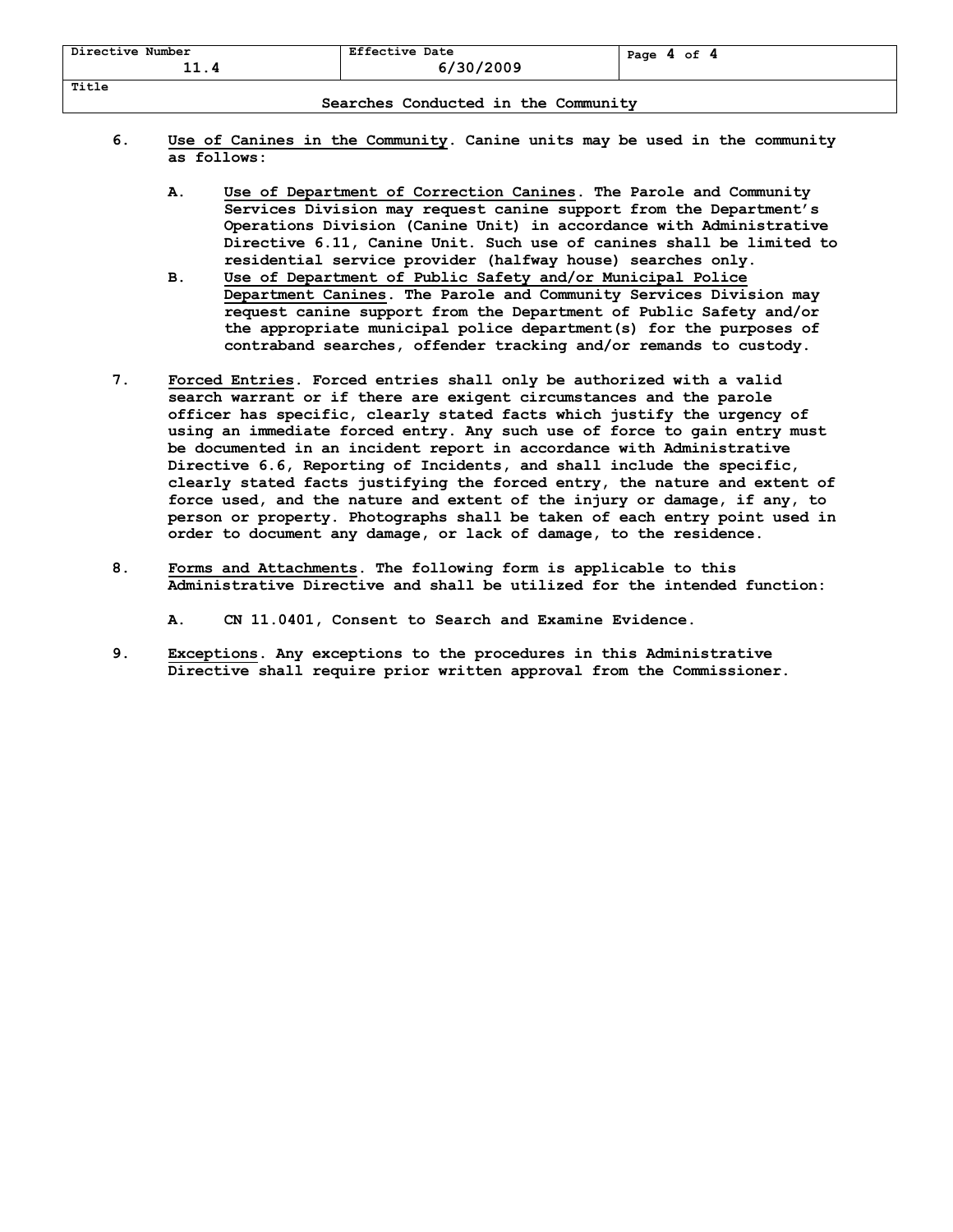6. Use of Canines in the Community. Canine units may be used in the community as follows:

   A. Use of Department of Correction Canines. The Parole and Community Services Division may request canine support from the Department's Operations Division (Canine Unit) in accordance with Administrative Directive 6.11, Canine Unit. Such use of canines shall be limited to residential service provider (halfway house) searches only.

   B. Use of Department of Public Safety and/or Municipal Police Department Canines. The Parole and Community Services Division may request canine support from the Department of Public Safety and/or the appropriate municipal police department(s) for the purposes of contraband searches, offender tracking and/or remands to custody.

7. Forced Entries. Forced entries shall only be authorized with a valid search warrant or if there are exigent circumstances and the parole officer has specific, clearly stated facts which justify the urgency of using an immediate forced entry. Any such use of force to gain entry must be documented in an incident report in accordance with Administrative Directive 6.6, Reporting of Incidents, and shall include the specific, clearly stated facts justifying the forced entry, the nature and extent of force used, and the nature and extent of the injury or damage, if any, to person or property. Photographs shall be taken of each entry point used in order to document any damage, or lack of damage, to the residence.

8. Forms and Attachments. The following form is applicable to this Administrative Directive and shall be utilized for the intended function:

   A. CN 11.0401, Consent to Search and Examine Evidence.

9. Exceptions. Any exceptions to the procedures in this Administrative Directive shall require prior written approval from the Commissioner.